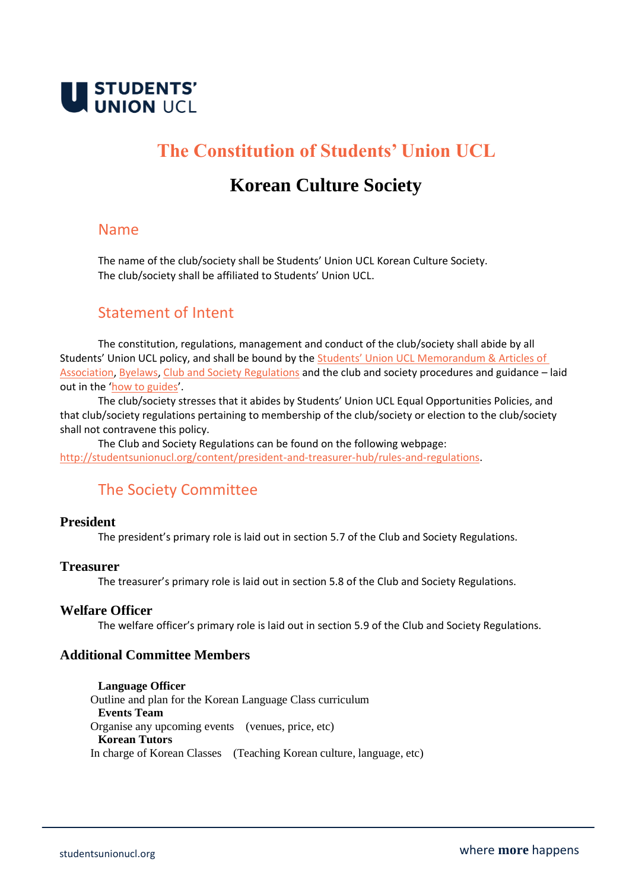# The Constitution of Students' Union UCL

# Korean Culture Society

## Name

The name of the club/society shall be Students' Union UCL Korean Culture Society.
The club/society shall be affiliated to Students' Union UCL.

## Statement of Intent

The constitution, regulations, management and conduct of the club/society shall abide by all Students' Union UCL policy, and shall be bound by the Students' Union UCL Memorandum & Articles of Association, Byelaws, Club and Society Regulations and the club and society procedures and guidance – laid out in the 'how to guides'.

The club/society stresses that it abides by Students' Union UCL Equal Opportunities Policies, and that club/society regulations pertaining to membership of the club/society or election to the club/society shall not contravene this policy.

The Club and Society Regulations can be found on the following webpage: http://studentsunionucl.org/content/president-and-treasurer-hub/rules-and-regulations.

## The Society Committee

### President

The president's primary role is laid out in section 5.7 of the Club and Society Regulations.

### Treasurer

The treasurer's primary role is laid out in section 5.8 of the Club and Society Regulations.

### Welfare Officer

The welfare officer's primary role is laid out in section 5.9 of the Club and Society Regulations.

### Additional Committee Members

**Language Officer**
Outline and plan for the Korean Language Class curriculum

**Events Team**
Organise any upcoming events (venues, price, etc)

**Korean Tutors**
In charge of Korean Classes (Teaching Korean culture, language, etc)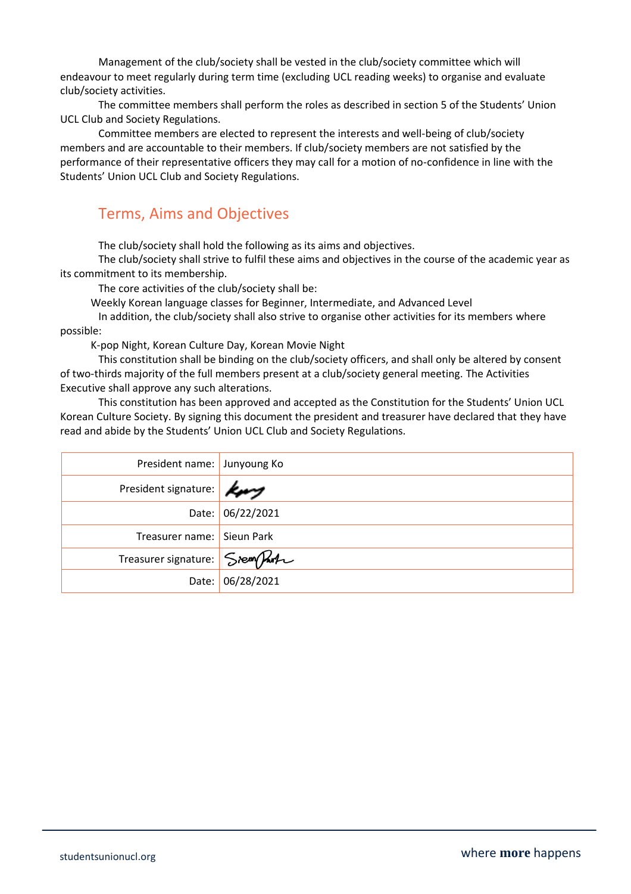Management of the club/society shall be vested in the club/society committee which will endeavour to meet regularly during term time (excluding UCL reading weeks) to organise and evaluate club/society activities.

The committee members shall perform the roles as described in section 5 of the Students' Union UCL Club and Society Regulations.

Committee members are elected to represent the interests and well-being of club/society members and are accountable to their members. If club/society members are not satisfied by the performance of their representative officers they may call for a motion of no-confidence in line with the Students' Union UCL Club and Society Regulations.

## Terms, Aims and Objectives

The club/society shall hold the following as its aims and objectives.

The club/society shall strive to fulfil these aims and objectives in the course of the academic year as its commitment to its membership.

The core activities of the club/society shall be:

Weekly Korean language classes for Beginner, Intermediate, and Advanced Level

In addition, the club/society shall also strive to organise other activities for its members where possible:

K-pop Night, Korean Culture Day, Korean Movie Night

This constitution shall be binding on the club/society officers, and shall only be altered by consent of two-thirds majority of the full members present at a club/society general meeting. The Activities Executive shall approve any such alterations.

This constitution has been approved and accepted as the Constitution for the Students' Union UCL Korean Culture Society. By signing this document the president and treasurer have declared that they have read and abide by the Students' Union UCL Club and Society Regulations.

| | |
|---|---|
| President name: | Junyoung Ko |
| President signature: | |
| Date: | 06/22/2021 |
| Treasurer name: | Sieun Park |
| Treasurer signature: | |
| Date: | 06/28/2021 |